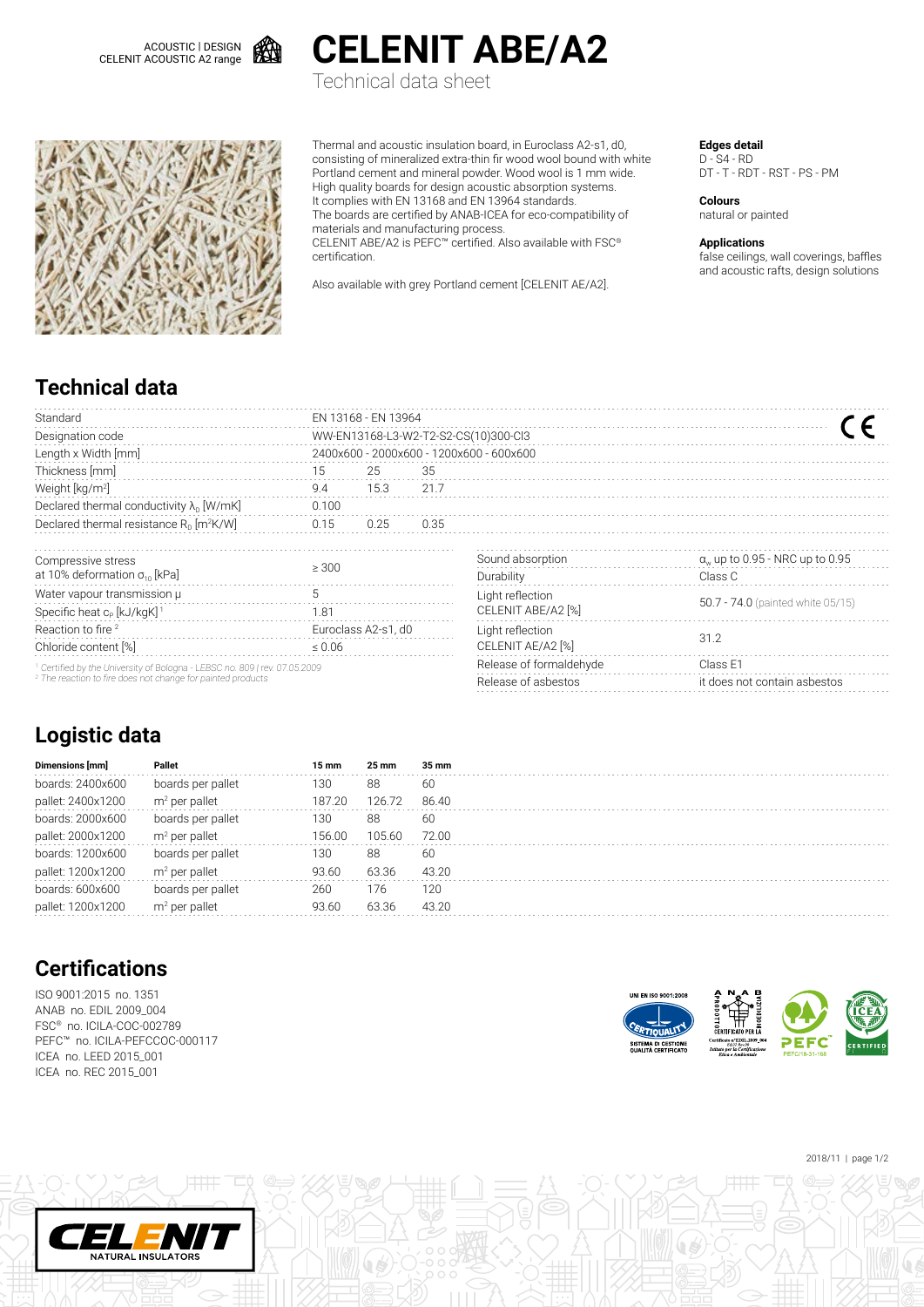ACOUSTIC | DESIGN
CELENIT ACOUSTIC A2 range

# CELENIT ABE/A2

Technical data sheet

Thermal and acoustic insulation board, in Euroclass A2-s1, d0, consisting of mineralized extra-thin fir wood wool bound with white Portland cement and mineral powder. Wood wool is 1 mm wide. High quality boards for design acoustic absorption systems. It complies with EN 13168 and EN 13964 standards. The boards are certified by ANAB-ICEA for eco-compatibility of materials and manufacturing process. CELENIT ABE/A2 is PEFC™ certified. Also available with FSC® certification.

Also available with grey Portland cement [CELENIT AE/A2].

**Edges detail**
D - S4 - RD
DT - T - RDT - RST - PS - PM

**Colours**
natural or painted

**Applications**
false ceilings, wall coverings, baffles and acoustic rafts, design solutions

## Technical data

| | | | |
|---|---|---|---|
| Standard | EN 13168 - EN 13964 | | |
| Designation code | WW-EN13168-L3-W2-T2-S2-CS(10)300-Cl3 | | |
| Length x Width [mm] | 2400x600 - 2000x600 - 1200x600 - 600x600 | | |
| Thickness [mm] | 15 | 25 | 35 |
| Weight [kg/m²] | 9.4 | 15.3 | 21.7 |
| Declared thermal conductivity $\lambda_D$ [W/mK] | 0.100 | | |
| Declared thermal resistance $R_D$ [m²K/W] | 0.15 | 0.25 | 0.35 |

| | |
|---|---|
| Compressive stress at 10% deformation $\sigma_{10}$ [kPa] | ≥ 300 |
| Water vapour transmission μ | 5 |
| Specific heat $c_p$ [kJ/kgK] [1] | 1.81 |
| Reaction to fire [2] | Euroclass A2-s1, d0 |
| Chloride content [%] | ≤ 0.06 |

[1] Certified by the University of Bologna - LEBSC no. 809 / rev. 07.05.2009
[2] The reaction to fire does not change for painted products

| | |
|---|---|
| Sound absorption | $\alpha_w$ up to 0.95 - NRC up to 0.95 |
| Durability | Class C |
| Light reflection CELENIT ABE/A2 [%] | 50.7 - 74.0 (painted white 05/15) |
| Light reflection CELENIT AE/A2 [%] | 31.2 |
| Release of formaldehyde | Class E1 |
| Release of asbestos | it does not contain asbestos |

## Logistic data

| Dimensions [mm] | Pallet | 15 mm | 25 mm | 35 mm |
|---|---|---|---|---|
| boards: 2400x600 | boards per pallet | 130 | 88 | 60 |
| pallet: 2400x1200 | m² per pallet | 187.20 | 126.72 | 86.40 |
| boards: 2000x600 | boards per pallet | 130 | 88 | 60 |
| pallet: 2000x1200 | m² per pallet | 156.00 | 105.60 | 72.00 |
| boards: 1200x600 | boards per pallet | 130 | 88 | 60 |
| pallet: 1200x1200 | m² per pallet | 93.60 | 63.36 | 43.20 |
| boards: 600x600 | boards per pallet | 260 | 176 | 120 |
| pallet: 1200x1200 | m² per pallet | 93.60 | 63.36 | 43.20 |

## Certifications

ISO 9001:2015 no. 1351
ANAB no. EDIL 2009_004
FSC® no. ICILA-COC-002789
PEFC™ no. ICILA-PEFCCOC-000117
ICEA no. LEED 2015_001
ICEA no. REC 2015_001

2018/11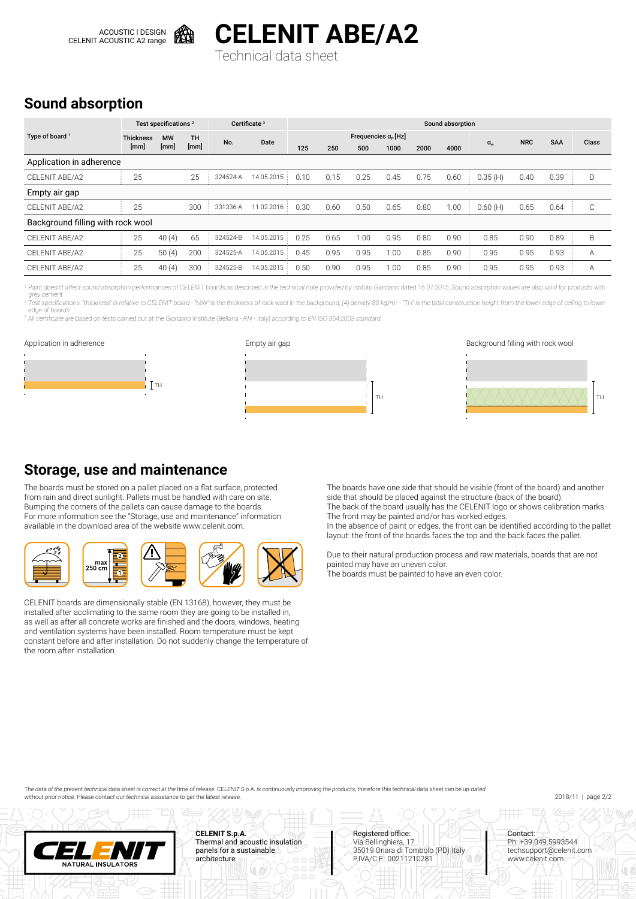ACOUSTIC | DESIGN
CELENIT ACOUSTIC A2 range

# CELENIT ABE/A2

Technical data sheet

## Sound absorption

| Type of board [1] | Test specifications [2] | | | Certificate [3] | | Sound absorption | | | | | | | | | |
|---|---|---|---|---|---|---|---|---|---|---|---|---|---|---|---|
| | Thickness [mm] | MW [mm] | TH [mm] | No. | Date | Frequencies $\alpha_p$ [Hz] | | | | | | $\alpha_w$ | NRC | SAA | Class |
| | | | | | | 125 | 250 | 500 | 1000 | 2000 | 4000 | | | | |
| **Application in adherence** | | | | | | | | | | | | | | | |
| CELENIT ABE/A2 | 25 | | 25 | 324524-A | 14.05.2015 | 0.10 | 0.15 | 0.25 | 0.45 | 0.75 | 0.60 | 0.35 (H) | 0.40 | 0.39 | D |
| **Empty air gap** | | | | | | | | | | | | | | | |
| CELENIT ABE/A2 | 25 | | 300 | 331336-A | 11.02.2016 | 0.30 | 0.60 | 0.50 | 0.65 | 0.80 | 1.00 | 0.60 (H) | 0.65 | 0.64 | C |
| **Background filling with rock wool** | | | | | | | | | | | | | | | |
| CELENIT ABE/A2 | 25 | 40 (4) | 65 | 324524-B | 14.05.2015 | 0.25 | 0.65 | 1.00 | 0.95 | 0.80 | 0.90 | 0.85 | 0.90 | 0.89 | B |
| CELENIT ABE/A2 | 25 | 50 (4) | 200 | 324525-A | 14.05.2015 | 0.45 | 0.95 | 0.95 | 1.00 | 0.85 | 0.90 | 0.95 | 0.95 | 0.93 | A |
| CELENIT ABE/A2 | 25 | 40 (4) | 300 | 324525-B | 14.05.2015 | 0.50 | 0.90 | 0.95 | 1.00 | 0.85 | 0.90 | 0.95 | 0.95 | 0.93 | A |

*[1] Paint doesn't affect sound absorption performances of CELENIT boards as described in the technical note provided by Istituto Giordano dated 16.07.2015. Sound absorption values are also valid for products with grey cement*

*[2] Test specifications: "thickness" is relative to CELENIT board - "MW" is the thickness of rock wool in the background, (4) density 80 kg/m³ - "TH" is the total construction height from the lower edge of ceiling to lower edge of boards*

*[3] All certificate are based on tests carried out at the Giordano Institute (Bellaria - RN - Italy) according to EN ISO 354:2003 standard*

Application in adherence

TH

Empty air gap

TH

Background filling with rock wool

TH

## Storage, use and maintenance

The boards must be stored on a pallet placed on a flat surface, protected from rain and direct sunlight. Pallets must be handled with care on site. Bumping the corners of the pallets can cause damage to the boards. For more information see the "Storage, use and maintenance" information available in the download area of the website www.celenit.com.

max 250 cm

CELENIT boards are dimensionally stable (EN 13168), however, they must be installed after acclimating to the same room they are going to be installed in, as well as after all concrete works are finished and the doors, windows, heating and ventilation systems have been installed. Room temperature must be kept constant before and after installation. Do not suddenly change the temperature of the room after installation.

The boards have one side that should be visible (front of the board) and another side that should be placed against the structure (back of the board).
The back of the board usually has the CELENIT logo or shows calibration marks.
The front may be painted and/or has worked edges.
In the absence of paint or edges, the front can be identified according to the pallet layout: the front of the boards faces the top and the back faces the pallet.

Due to their natural production process and raw materials, boards that are not painted may have an uneven color.
The boards must be painted to have an even color.

*The data of the present technical data sheet is correct at the time of release. CELENIT S.p.A. is continuously improving the products, therefore this technical data sheet can be up-dated without prior notice. Please contact our technical assistance to get the latest release.*

2018/11

**CELENIT S.p.A.**
Thermal and acoustic insulation panels for a sustainable architecture

Registered office:
Via Bellinghiera, 17
35019 Onara di Tombolo (PD) Italy
P.IVA/C.F.: 00211210281

Contact:
Ph. +39.049.5993544
techsupport@celenit.com
www.celenit.com